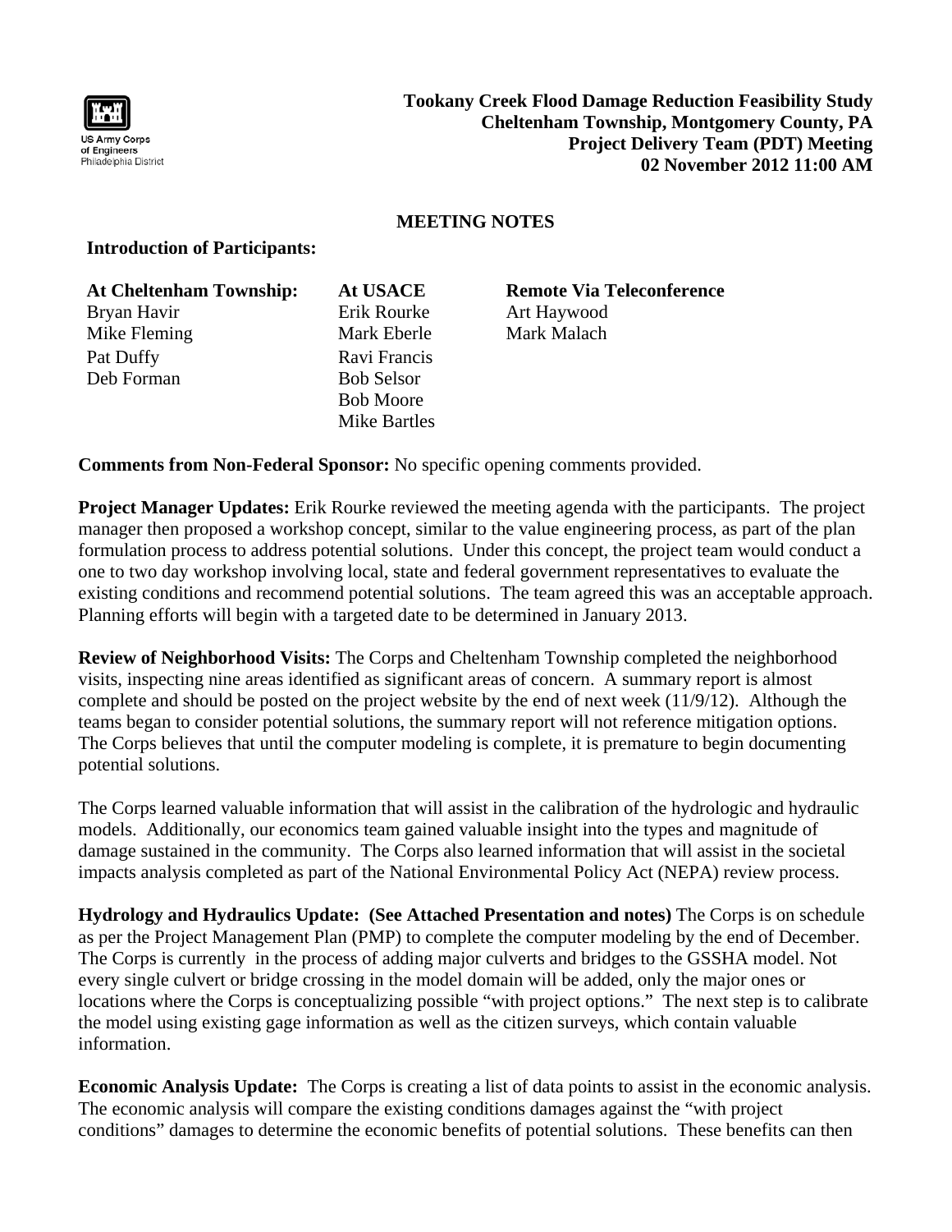US Army Corps of Engineers
Philadelphia District

**Tookany Creek Flood Damage Reduction Feasibility Study**
**Cheltenham Township, Montgomery County, PA**
**Project Delivery Team (PDT) Meeting**
**02 November 2012 11:00 AM**

## MEETING NOTES

### Introduction of Participants:

| At Cheltenham Township: | At USACE | Remote Via Teleconference |
|---|---|---|
| Bryan Havir | Erik Rourke | Art Haywood |
| Mike Fleming | Mark Eberle | Mark Malach |
| Pat Duffy | Ravi Francis | |
| Deb Forman | Bob Selsor | |
| | Bob Moore | |
| | Mike Bartles | |

**Comments from Non-Federal Sponsor:** No specific opening comments provided.

**Project Manager Updates:** Erik Rourke reviewed the meeting agenda with the participants. The project manager then proposed a workshop concept, similar to the value engineering process, as part of the plan formulation process to address potential solutions. Under this concept, the project team would conduct a one to two day workshop involving local, state and federal government representatives to evaluate the existing conditions and recommend potential solutions. The team agreed this was an acceptable approach. Planning efforts will begin with a targeted date to be determined in January 2013.

**Review of Neighborhood Visits:** The Corps and Cheltenham Township completed the neighborhood visits, inspecting nine areas identified as significant areas of concern. A summary report is almost complete and should be posted on the project website by the end of next week (11/9/12). Although the teams began to consider potential solutions, the summary report will not reference mitigation options. The Corps believes that until the computer modeling is complete, it is premature to begin documenting potential solutions.

The Corps learned valuable information that will assist in the calibration of the hydrologic and hydraulic models. Additionally, our economics team gained valuable insight into the types and magnitude of damage sustained in the community. The Corps also learned information that will assist in the societal impacts analysis completed as part of the National Environmental Policy Act (NEPA) review process.

**Hydrology and Hydraulics Update: (See Attached Presentation and notes)** The Corps is on schedule as per the Project Management Plan (PMP) to complete the computer modeling by the end of December. The Corps is currently in the process of adding major culverts and bridges to the GSSHA model. Not every single culvert or bridge crossing in the model domain will be added, only the major ones or locations where the Corps is conceptualizing possible "with project options." The next step is to calibrate the model using existing gage information as well as the citizen surveys, which contain valuable information.

**Economic Analysis Update:** The Corps is creating a list of data points to assist in the economic analysis. The economic analysis will compare the existing conditions damages against the "with project conditions" damages to determine the economic benefits of potential solutions. These benefits can then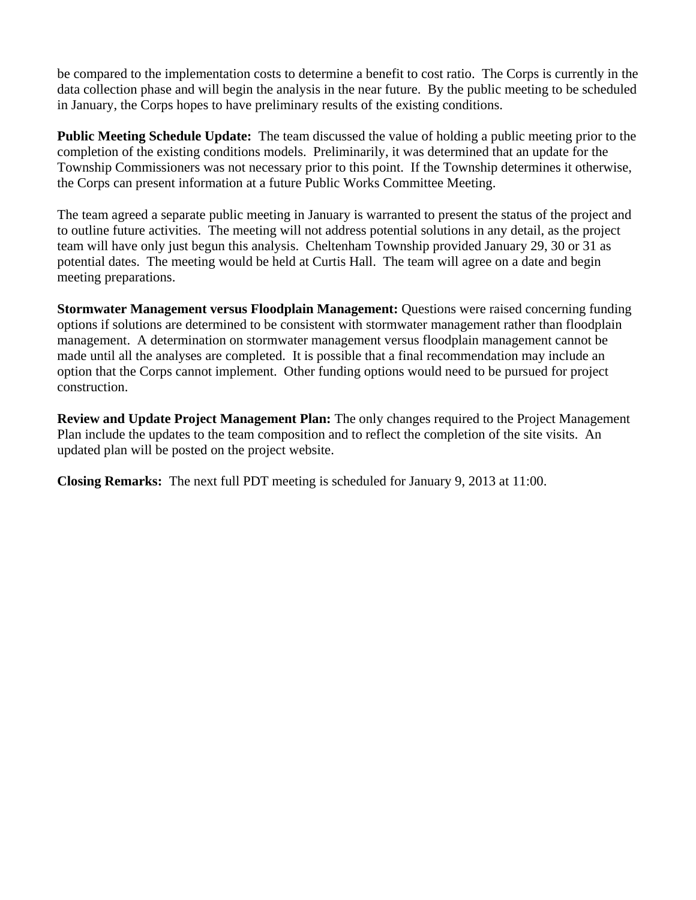be compared to the implementation costs to determine a benefit to cost ratio.  The Corps is currently in the data collection phase and will begin the analysis in the near future.  By the public meeting to be scheduled in January, the Corps hopes to have preliminary results of the existing conditions.

**Public Meeting Schedule Update:**  The team discussed the value of holding a public meeting prior to the completion of the existing conditions models.  Preliminarily, it was determined that an update for the Township Commissioners was not necessary prior to this point.  If the Township determines it otherwise, the Corps can present information at a future Public Works Committee Meeting.

The team agreed a separate public meeting in January is warranted to present the status of the project and to outline future activities.  The meeting will not address potential solutions in any detail, as the project team will have only just begun this analysis.  Cheltenham Township provided January 29, 30 or 31 as potential dates.  The meeting would be held at Curtis Hall.  The team will agree on a date and begin meeting preparations.

**Stormwater Management versus Floodplain Management:** Questions were raised concerning funding options if solutions are determined to be consistent with stormwater management rather than floodplain management.  A determination on stormwater management versus floodplain management cannot be made until all the analyses are completed.  It is possible that a final recommendation may include an option that the Corps cannot implement.  Other funding options would need to be pursued for project construction.

**Review and Update Project Management Plan:** The only changes required to the Project Management Plan include the updates to the team composition and to reflect the completion of the site visits.  An updated plan will be posted on the project website.

**Closing Remarks:**  The next full PDT meeting is scheduled for January 9, 2013 at 11:00.